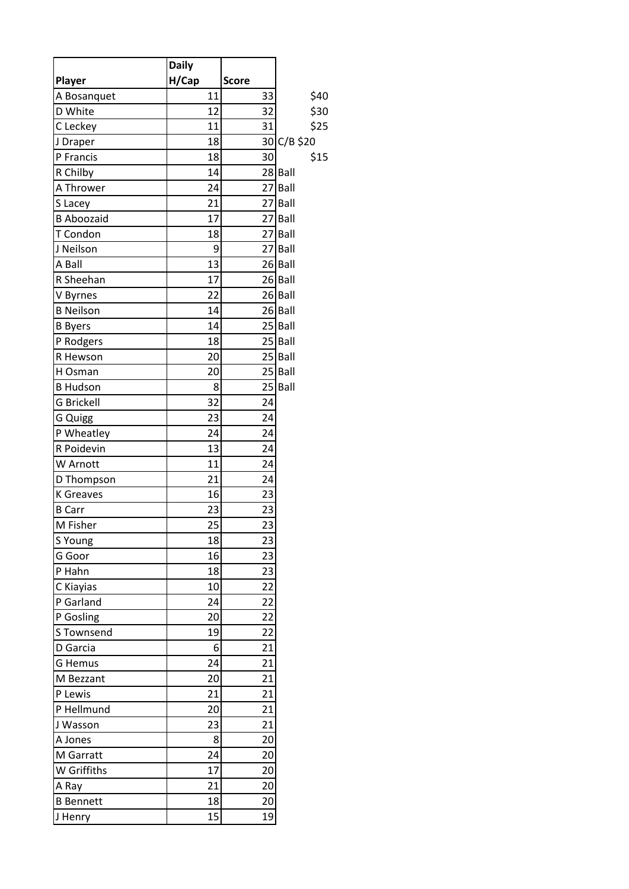| Player | Daily H/Cap | Score | |
|---|---|---|---|
| A Bosanquet | 11 | 33 | $40 |
| D White | 12 | 32 | $30 |
| C Leckey | 11 | 31 | $25 |
| J Draper | 18 | 30 | C/B $20 |
| P Francis | 18 | 30 | $15 |
| R Chilby | 14 | 28 | Ball |
| A Thrower | 24 | 27 | Ball |
| S Lacey | 21 | 27 | Ball |
| B Aboozaid | 17 | 27 | Ball |
| T Condon | 18 | 27 | Ball |
| J Neilson | 9 | 27 | Ball |
| A Ball | 13 | 26 | Ball |
| R Sheehan | 17 | 26 | Ball |
| V Byrnes | 22 | 26 | Ball |
| B Neilson | 14 | 26 | Ball |
| B Byers | 14 | 25 | Ball |
| P Rodgers | 18 | 25 | Ball |
| R Hewson | 20 | 25 | Ball |
| H Osman | 20 | 25 | Ball |
| B Hudson | 8 | 25 | Ball |
| G Brickell | 32 | 24 | |
| G Quigg | 23 | 24 | |
| P Wheatley | 24 | 24 | |
| R Poidevin | 13 | 24 | |
| W Arnott | 11 | 24 | |
| D Thompson | 21 | 24 | |
| K Greaves | 16 | 23 | |
| B Carr | 23 | 23 | |
| M Fisher | 25 | 23 | |
| S Young | 18 | 23 | |
| G Goor | 16 | 23 | |
| P Hahn | 18 | 23 | |
| C Kiayias | 10 | 22 | |
| P Garland | 24 | 22 | |
| P Gosling | 20 | 22 | |
| S Townsend | 19 | 22 | |
| D Garcia | 6 | 21 | |
| G Hemus | 24 | 21 | |
| M Bezzant | 20 | 21 | |
| P Lewis | 21 | 21 | |
| P Hellmund | 20 | 21 | |
| J Wasson | 23 | 21 | |
| A Jones | 8 | 20 | |
| M Garratt | 24 | 20 | |
| W Griffiths | 17 | 20 | |
| A Ray | 21 | 20 | |
| B Bennett | 18 | 20 | |
| J Henry | 15 | 19 | |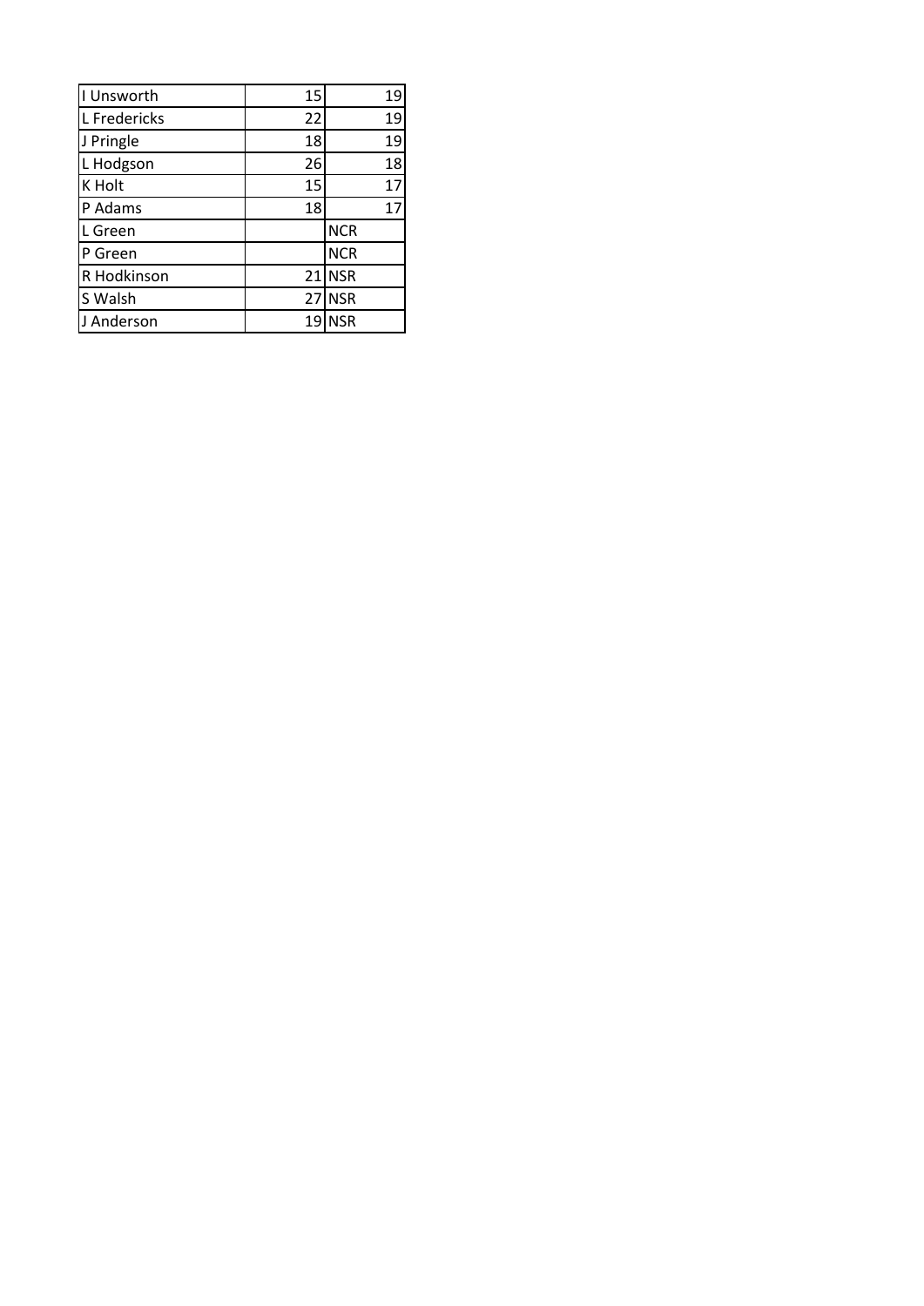| | | |
|---|---|---|
| I Unsworth | 15 | 19 |
| L Fredericks | 22 | 19 |
| J Pringle | 18 | 19 |
| L Hodgson | 26 | 18 |
| K Holt | 15 | 17 |
| P Adams | 18 | 17 |
| L Green | | NCR |
| P Green | | NCR |
| R Hodkinson | 21 | NSR |
| S Walsh | 27 | NSR |
| J Anderson | 19 | NSR |